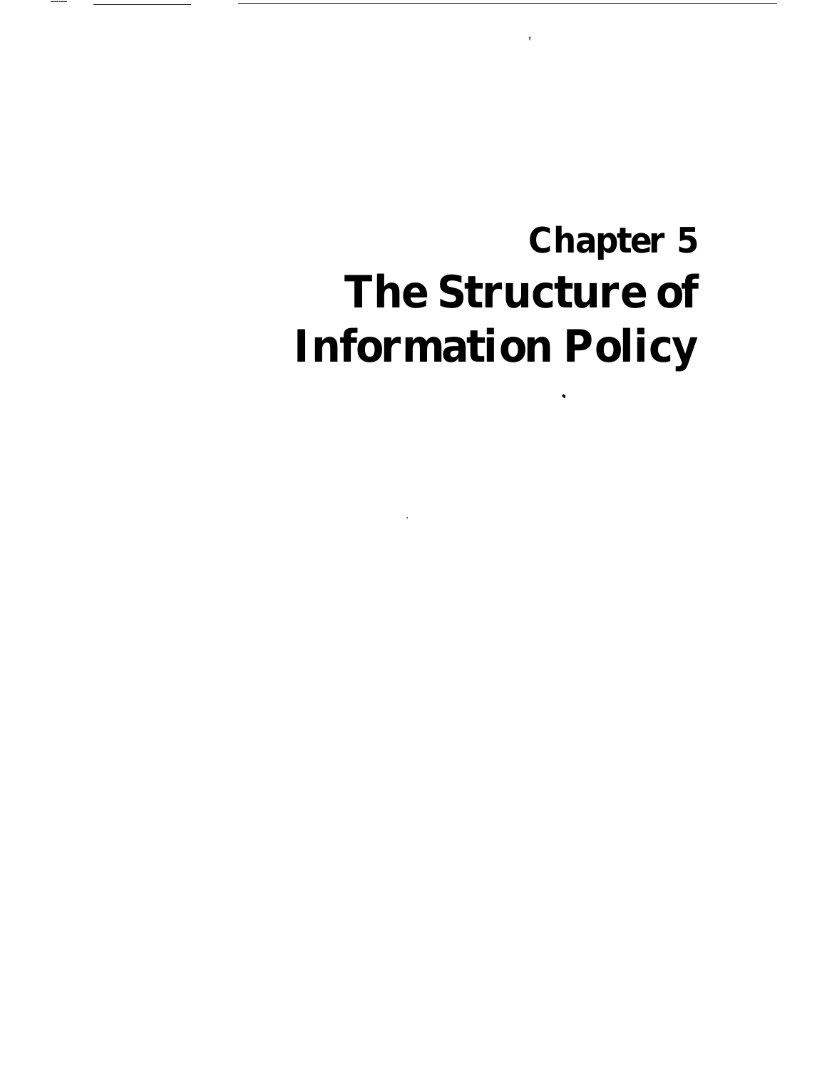# Chapter 5
# The Structure of Information Policy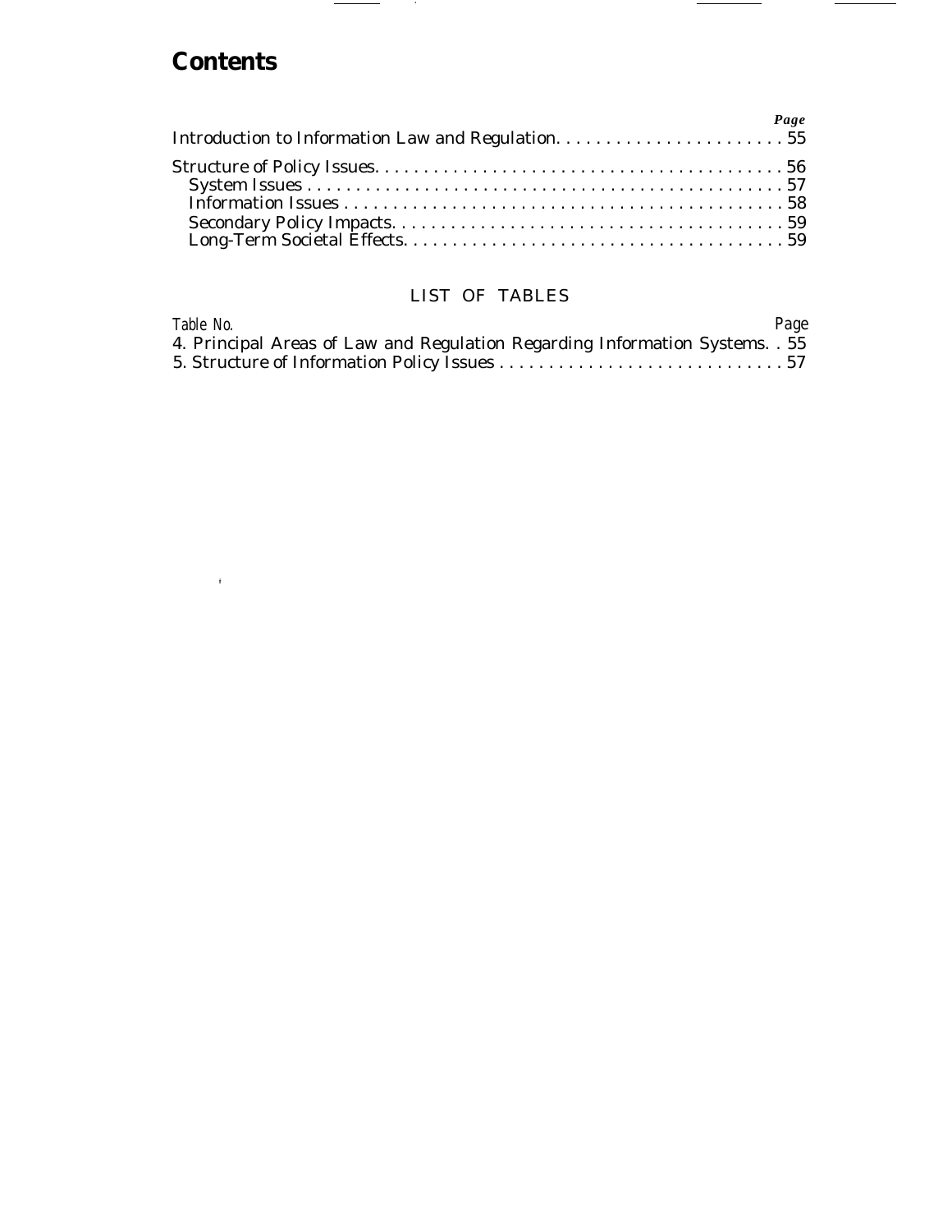# Contents

| | Page |
|---|---|
| Introduction to Information Law and Regulation | 55 |
| Structure of Policy Issues | 56 |
| System Issues | 57 |
| Information Issues | 58 |
| Secondary Policy Impacts | 59 |
| Long-Term Societal Effects | 59 |

## LIST OF TABLES

| Table No. | Page |
|---|---|
| 4. Principal Areas of Law and Regulation Regarding Information Systems | 55 |
| 5. Structure of Information Policy Issues | 57 |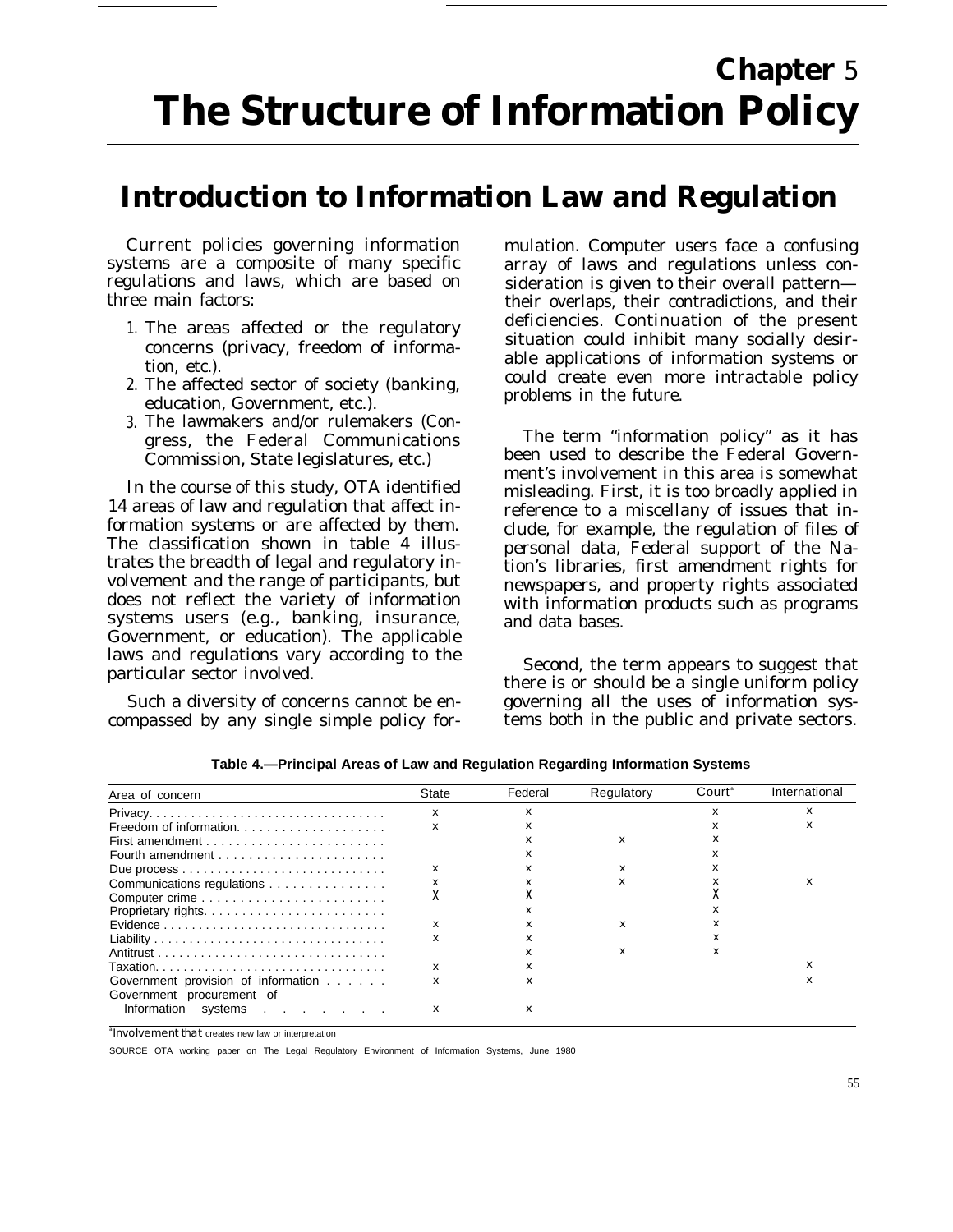# Chapter 5
# The Structure of Information Policy

## Introduction to Information Law and Regulation

Current policies governing information systems are a composite of many specific regulations and laws, which are based on three main factors:

1. The areas affected or the regulatory concerns (privacy, freedom of information, etc.).
2. The affected sector of society (banking, education, Government, etc.).
3. The lawmakers and/or rulemakers (Congress, the Federal Communications Commission, State legislatures, etc.)

In the course of this study, OTA identified 14 areas of law and regulation that affect information systems or are affected by them. The classification shown in table 4 illustrates the breadth of legal and regulatory involvement and the range of participants, but does not reflect the variety of information systems users (e.g., banking, insurance, Government, or education). The applicable laws and regulations vary according to the particular sector involved.

Such a diversity of concerns cannot be encompassed by any single simple policy formulation. Computer users face a confusing array of laws and regulations unless consideration is given to their overall pattern—their overlaps, their contradictions, and their deficiencies. Continuation of the present situation could inhibit many socially desirable applications of information systems or could create even more intractable policy problems in the future.

The term "information policy" as it has been used to describe the Federal Government's involvement in this area is somewhat misleading. First, it is too broadly applied in reference to a miscellany of issues that include, for example, the regulation of files of personal data, Federal support of the Nation's libraries, first amendment rights for newspapers, and property rights associated with information products such as programs and data bases.

Second, the term appears to suggest that there is or should be a single uniform policy governing all the uses of information systems both in the public and private sectors.

**Table 4.—Principal Areas of Law and Regulation Regarding Information Systems**

| Area of concern | State | Federal | Regulatory | Court[a] | International |
|---|---|---|---|---|---|
| Privacy | x | x | | x | x |
| Freedom of information | x | x | | x | x |
| First amendment | | x | x | x | |
| Fourth amendment | | x | | x | |
| Due process | x | x | x | x | |
| Communications regulations | x | x | x | x | x |
| Computer crime | X | X | | X | |
| Proprietary rights | | x | | x | |
| Evidence | x | x | x | x | |
| Liability | x | x | | x | |
| Antitrust | | x | x | x | |
| Taxation | x | x | | | x |
| Government provision of information | x | x | | | x |
| Government procurement of Information systems | x | x | | | |

[a]Involvement that creates new law or interpretation

SOURCE OTA working paper on The Legal Regulatory Environment of Information Systems, June 1980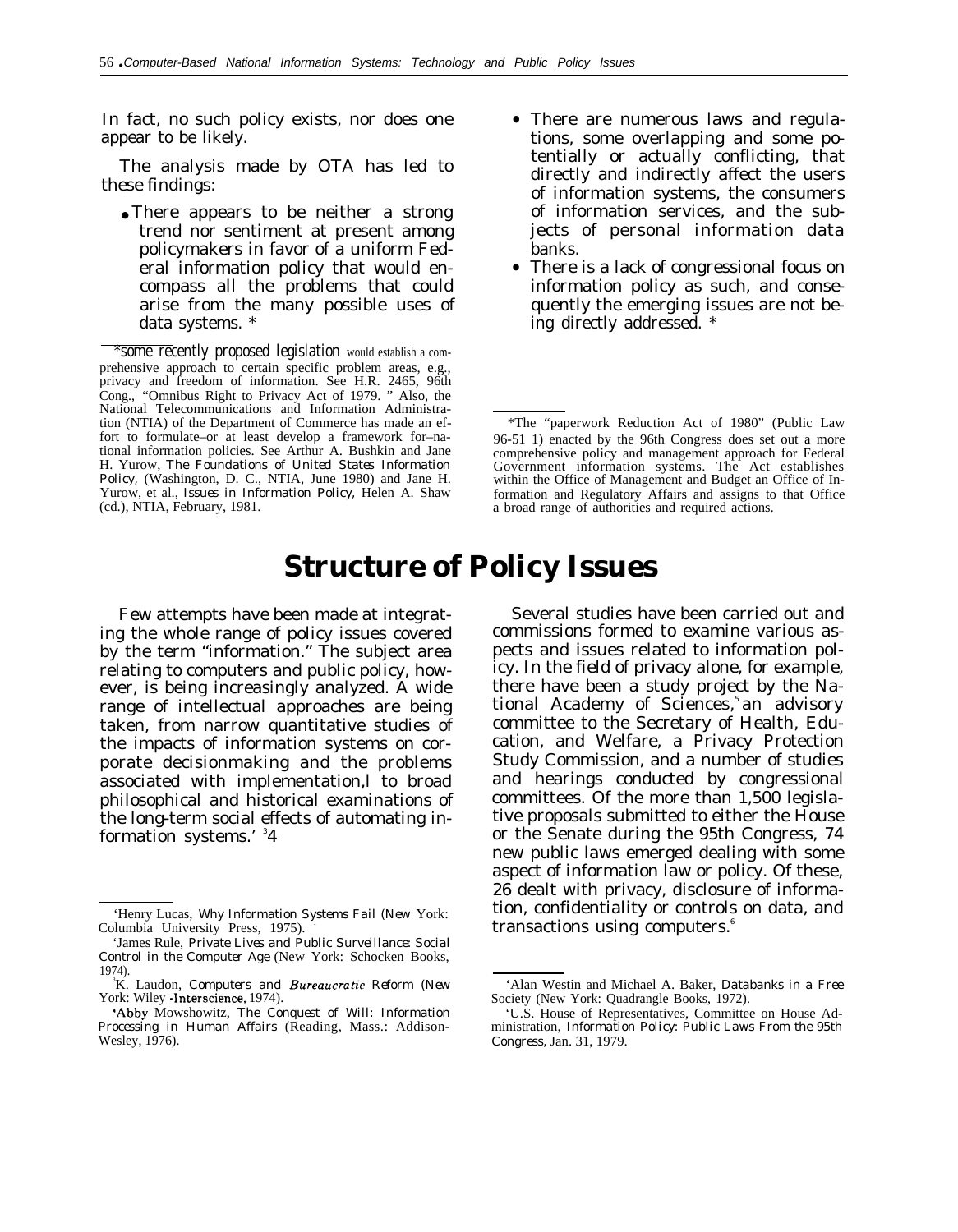In fact, no such policy exists, nor does one appear to be likely.

The analysis made by OTA has led to these findings:

- There appears to be neither a strong trend nor sentiment at present among policymakers in favor of a uniform Federal information policy that would encompass all the problems that could arise from the many possible uses of data systems. *

*Some recently proposed legislation would establish a comprehensive approach to certain specific problem areas, e.g., privacy and freedom of information. See H.R. 2465, 96th Cong., "Omnibus Right to Privacy Act of 1979. " Also, the National Telecommunications and Information Administration (NTIA) of the Department of Commerce has made an effort to formulate–or at least develop a framework for–national information policies. See Arthur A. Bushkin and Jane H. Yurow, *The Foundations of United States Information Policy*, (Washington, D. C., NTIA, June 1980) and Jane H. Yurow, et al., *Issues in Information Policy*, Helen A. Shaw (cd.), NTIA, February, 1981.

- There are numerous laws and regulations, some overlapping and some potentially or actually conflicting, that directly and indirectly affect the users of information systems, the consumers of information services, and the subjects of personal information data banks.
- There is a lack of congressional focus on information policy as such, and consequently the emerging issues are not being directly addressed. *

*The "paperwork Reduction Act of 1980" (Public Law 96-51 1) enacted by the 96th Congress does set out a more comprehensive policy and management approach for Federal Government information systems. The Act establishes within the Office of Management and Budget an Office of Information and Regulatory Affairs and assigns to that Office a broad range of authorities and required actions.

# Structure of Policy Issues

Few attempts have been made at integrating the whole range of policy issues covered by the term "information." The subject area relating to computers and public policy, however, is being increasingly analyzed. A wide range of intellectual approaches are being taken, from narrow quantitative studies of the impacts of information systems on corporate decisionmaking and the problems associated with implementation,[1] to broad philosophical and historical examinations of the long-term social effects of automating information systems.[2] [3] [4]

Several studies have been carried out and commissions formed to examine various aspects and issues related to information policy. In the field of privacy alone, for example, there have been a study project by the National Academy of Sciences,[5] an advisory committee to the Secretary of Health, Education, and Welfare, a Privacy Protection Study Commission, and a number of studies and hearings conducted by congressional committees. Of the more than 1,500 legislative proposals submitted to either the House or the Senate during the 95th Congress, 74 new public laws emerged dealing with some aspect of information law or policy. Of these, 26 dealt with privacy, disclosure of information, confidentiality or controls on data, and transactions using computers.[6]

[1] Henry Lucas, *Why Information Systems Fail* (New York: Columbia University Press, 1975).

[2] James Rule, *Private Lives and Public Surveillance: Social Control in the Computer Age* (New York: Schocken Books, 1974).

[3] K. Laudon, *Computers and Bureaucratic Reform* (New York: Wiley -Interscience, 1974).

[4] Abby Mowshowitz, *The Conquest of Will: Information Processing in Human Affairs* (Reading, Mass.: Addison-Wesley, 1976).

[5] Alan Westin and Michael A. Baker, *Databanks in a Free Society* (New York: Quadrangle Books, 1972).

[6] U.S. House of Representatives, Committee on House Administration, *Information Policy: Public Laws From the 95th Congress*, Jan. 31, 1979.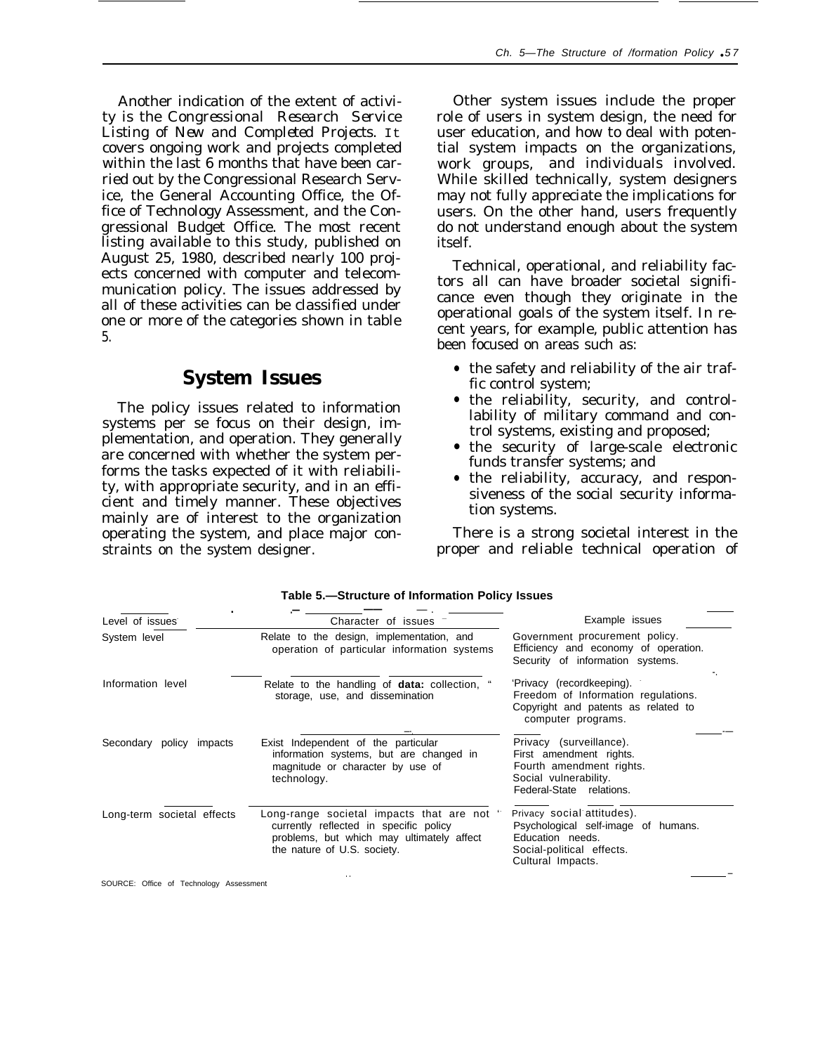Another indication of the extent of activity is the *Congressional Research Service Listing of New and Completed Projects*. It covers ongoing work and projects completed within the last 6 months that have been carried out by the Congressional Research Service, the General Accounting Office, the Office of Technology Assessment, and the Congressional Budget Office. The most recent listing available to this study, published on August 25, 1980, described nearly 100 projects concerned with computer and telecommunication policy. The issues addressed by all of these activities can be classified under one or more of the categories shown in table 5.

## System Issues

The policy issues related to information systems per se focus on their design, implementation, and operation. They generally are concerned with whether the system performs the tasks expected of it with reliability, with appropriate security, and in an efficient and timely manner. These objectives mainly are of interest to the organization operating the system, and place major constraints on the system designer.

Other system issues include the proper role of users in system design, the need for user education, and how to deal with potential system impacts on the organizations, work groups, and individuals involved. While skilled technically, system designers may not fully appreciate the implications for users. On the other hand, users frequently do not understand enough about the system itself.

Technical, operational, and reliability factors all can have broader societal significance even though they originate in the operational goals of the system itself. In recent years, for example, public attention has been focused on areas such as:

- the safety and reliability of the air traffic control system;
- the reliability, security, and controllability of military command and control systems, existing and proposed;
- the security of large-scale electronic funds transfer systems; and
- the reliability, accuracy, and responsiveness of the social security information systems.

There is a strong societal interest in the proper and reliable technical operation of

**Table 5.—Structure of Information Policy Issues**

| Level of issues | Character of issues | Example issues |
|---|---|---|
| System level | Relate to the design, implementation, and operation of particular information systems | Government procurement policy.<br>Efficiency and economy of operation.<br>Security of information systems. |
| Information level | Relate to the handling of **data:** collection, storage, use, and dissemination | Privacy (recordkeeping).<br>Freedom of Information regulations.<br>Copyright and patents as related to computer programs. |
| Secondary policy impacts | Exist Independent of the particular information systems, but are changed in magnitude or character by use of technology. | Privacy (surveillance).<br>First amendment rights.<br>Fourth amendment rights.<br>Social vulnerability.<br>Federal-State relations. |
| Long-term societal effects | Long-range societal impacts that are not currently reflected in specific policy problems, but which may ultimately affect the nature of U.S. society. | Privacy social attitudes).<br>Psychological self-image of humans.<br>Education needs.<br>Social-political effects.<br>Cultural Impacts. |

SOURCE: Office of Technology Assessment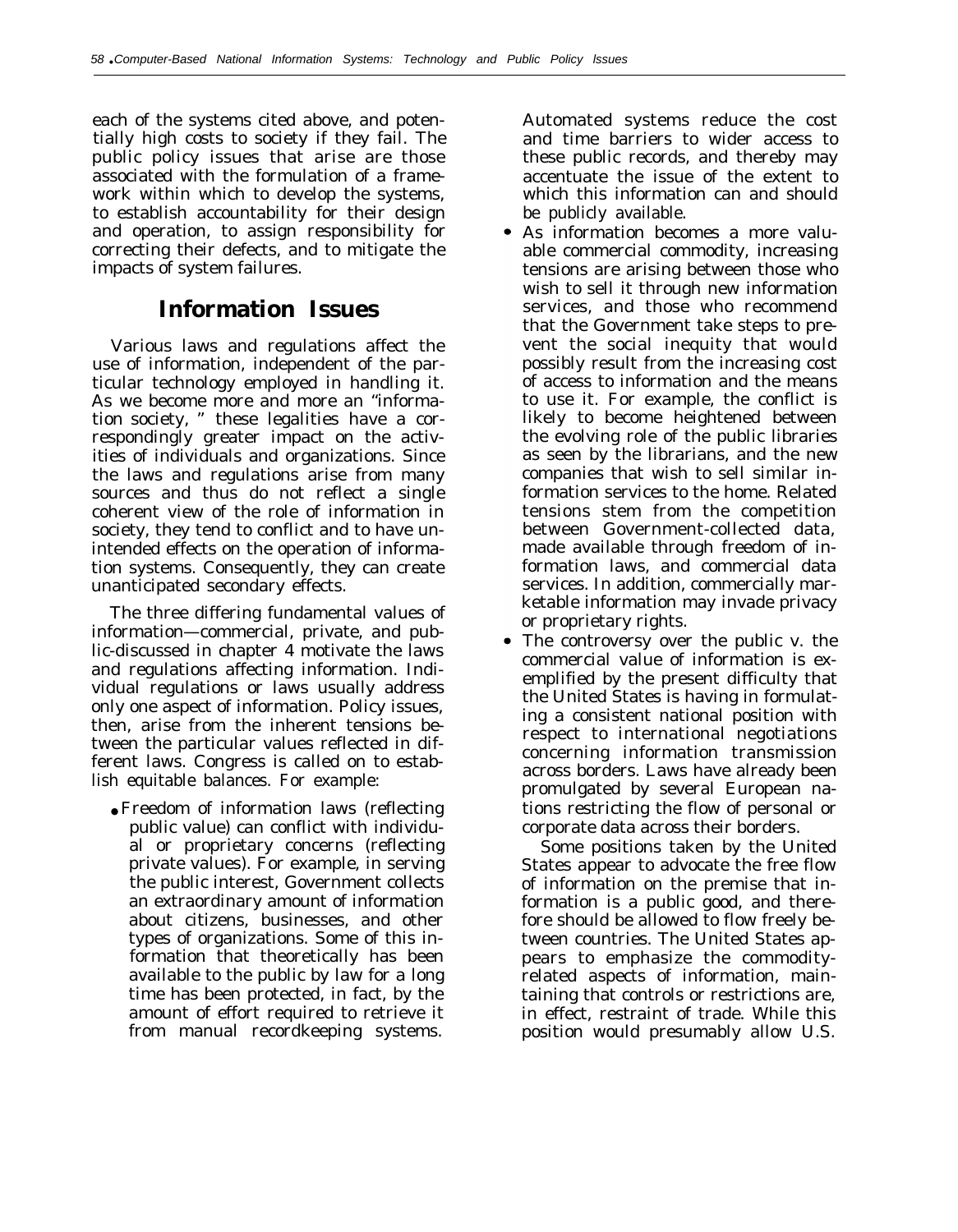each of the systems cited above, and potentially high costs to society if they fail. The public policy issues that arise are those associated with the formulation of a framework within which to develop the systems, to establish accountability for their design and operation, to assign responsibility for correcting their defects, and to mitigate the impacts of system failures.

## Information Issues

Various laws and regulations affect the use of information, independent of the particular technology employed in handling it. As we become more and more an "information society, " these legalities have a correspondingly greater impact on the activities of individuals and organizations. Since the laws and regulations arise from many sources and thus do not reflect a single coherent view of the role of information in society, they tend to conflict and to have unintended effects on the operation of information systems. Consequently, they can create unanticipated secondary effects.

The three differing fundamental values of information—commercial, private, and public-discussed in chapter 4 motivate the laws and regulations affecting information. Individual regulations or laws usually address only one aspect of information. Policy issues, then, arise from the inherent tensions between the particular values reflected in different laws. Congress is called on to establish equitable balances. For example:

- Freedom of information laws (reflecting public value) can conflict with individual or proprietary concerns (reflecting private values). For example, in serving the public interest, Government collects an extraordinary amount of information about citizens, businesses, and other types of organizations. Some of this information that theoretically has been available to the public by law for a long time has been protected, in fact, by the amount of effort required to retrieve it from manual recordkeeping systems. Automated systems reduce the cost and time barriers to wider access to these public records, and thereby may accentuate the issue of the extent to which this information can and should be publicly available.
- As information becomes a more valuable commercial commodity, increasing tensions are arising between those who wish to sell it through new information services, and those who recommend that the Government take steps to prevent the social inequity that would possibly result from the increasing cost of access to information and the means to use it. For example, the conflict is likely to become heightened between the evolving role of the public libraries as seen by the librarians, and the new companies that wish to sell similar information services to the home. Related tensions stem from the competition between Government-collected data, made available through freedom of information laws, and commercial data services. In addition, commercially marketable information may invade privacy or proprietary rights.
- The controversy over the public v. the commercial value of information is exemplified by the present difficulty that the United States is having in formulating a consistent national position with respect to international negotiations concerning information transmission across borders. Laws have already been promulgated by several European nations restricting the flow of personal or corporate data across their borders.

  Some positions taken by the United States appear to advocate the free flow of information on the premise that information is a public good, and therefore should be allowed to flow freely between countries. The United States appears to emphasize the commodity-related aspects of information, maintaining that controls or restrictions are, in effect, restraint of trade. While this position would presumably allow U.S.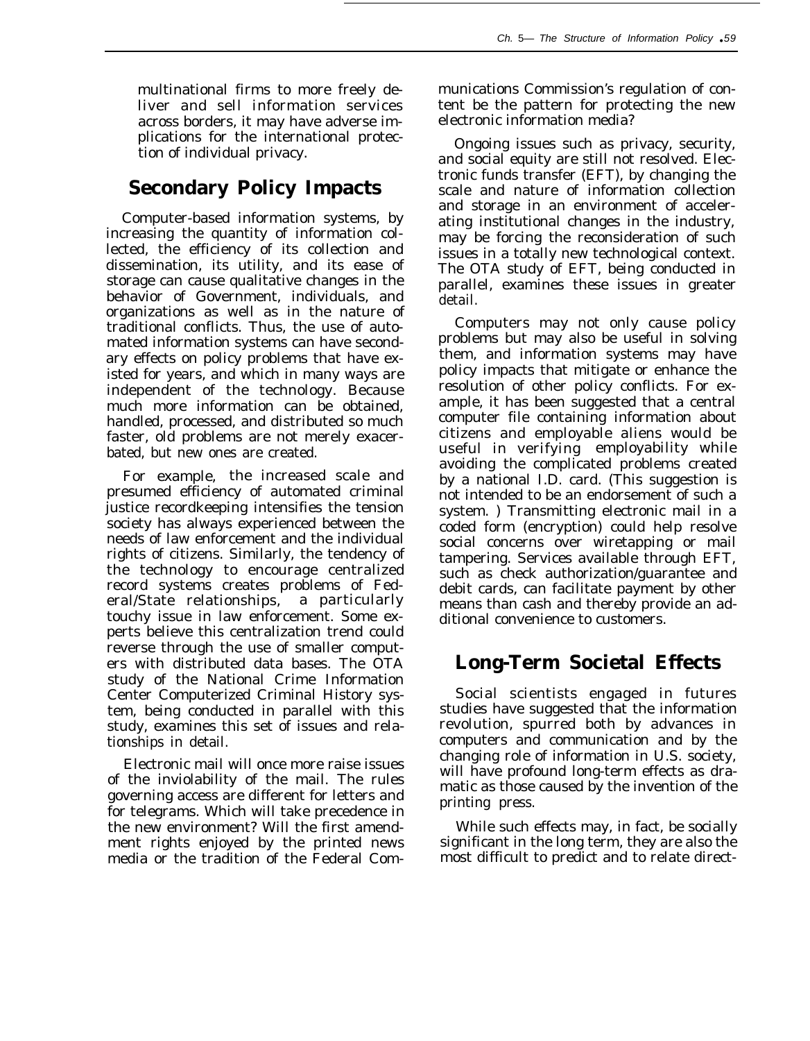multinational firms to more freely deliver and sell information services across borders, it may have adverse implications for the international protection of individual privacy.

## Secondary Policy Impacts

Computer-based information systems, by increasing the quantity of information collected, the efficiency of its collection and dissemination, its utility, and its ease of storage can cause qualitative changes in the behavior of Government, individuals, and organizations as well as in the nature of traditional conflicts. Thus, the use of automated information systems can have secondary effects on policy problems that have existed for years, and which in many ways are independent of the technology. Because much more information can be obtained, handled, processed, and distributed so much faster, old problems are not merely exacerbated, but new ones are created.

For example, the increased scale and presumed efficiency of automated criminal justice recordkeeping intensifies the tension society has always experienced between the needs of law enforcement and the individual rights of citizens. Similarly, the tendency of the technology to encourage centralized record systems creates problems of Federal/State relationships, a particularly touchy issue in law enforcement. Some experts believe this centralization trend could reverse through the use of smaller computers with distributed data bases. The OTA study of the National Crime Information Center Computerized Criminal History system, being conducted in parallel with this study, examines this set of issues and relationships in detail.

Electronic mail will once more raise issues of the inviolability of the mail. The rules governing access are different for letters and for telegrams. Which will take precedence in the new environment? Will the first amendment rights enjoyed by the printed news media or the tradition of the Federal Communications Commission's regulation of content be the pattern for protecting the new electronic information media?

Ongoing issues such as privacy, security, and social equity are still not resolved. Electronic funds transfer (EFT), by changing the scale and nature of information collection and storage in an environment of accelerating institutional changes in the industry, may be forcing the reconsideration of such issues in a totally new technological context. The OTA study of EFT, being conducted in parallel, examines these issues in greater detail.

Computers may not only cause policy problems but may also be useful in solving them, and information systems may have policy impacts that mitigate or enhance the resolution of other policy conflicts. For example, it has been suggested that a central computer file containing information about citizens and employable aliens would be useful in verifying employability while avoiding the complicated problems created by a national I.D. card. (This suggestion is not intended to be an endorsement of such a system. ) Transmitting electronic mail in a coded form (encryption) could help resolve social concerns over wiretapping or mail tampering. Services available through EFT, such as check authorization/guarantee and debit cards, can facilitate payment by other means than cash and thereby provide an additional convenience to customers.

## Long-Term Societal Effects

Social scientists engaged in futures studies have suggested that the information revolution, spurred both by advances in computers and communication and by the changing role of information in U.S. society, will have profound long-term effects as dramatic as those caused by the invention of the printing press.

While such effects may, in fact, be socially significant in the long term, they are also the most difficult to predict and to relate direct-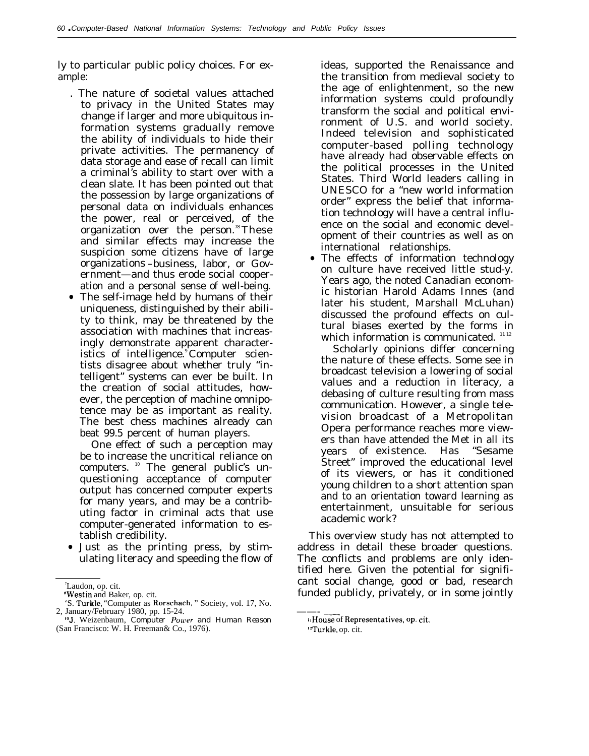ly to particular public policy choices. For example:

- The nature of societal values attached to privacy in the United States may change if larger and more ubiquitous information systems gradually remove the ability of individuals to hide their private activities. The permanency of data storage and ease of recall can limit a criminal's ability to start over with a clean slate. It has been pointed out that the possession by large organizations of personal data on individuals enhances the power, real or perceived, of the organization over the person.[7,8] These and similar effects may increase the suspicion some citizens have of large organizations –business, labor, or Government—and thus erode social cooperation and a personal sense of well-being.
- The self-image held by humans of their uniqueness, distinguished by their ability to think, may be threatened by the association with machines that increasingly demonstrate apparent characteristics of intelligence.[9] Computer scientists disagree about whether truly "intelligent" systems can ever be built. In the creation of social attitudes, however, the perception of machine omnipotence may be as important as reality. The best chess machines already can beat 99.5 percent of human players.

  One effect of such a perception may be to increase the uncritical reliance on computers.[10] The general public's unquestioning acceptance of computer output has concerned computer experts for many years, and may be a contributing factor in criminal acts that use computer-generated information to establish credibility.
- Just as the printing press, by stimulating literacy and speeding the flow of ideas, supported the Renaissance and the transition from medieval society to the age of enlightenment, so the new information systems could profoundly transform the social and political environment of U.S. and world society. Indeed television and sophisticated computer-based polling technology have already had observable effects on the political processes in the United States. Third World leaders calling in UNESCO for a "new world information order" express the belief that information technology will have a central influence on the social and economic development of their countries as well as on international relationships.
- The effects of information technology on culture have received little stud-y. Years ago, the noted Canadian economic historian Harold Adams Innes (and later his student, Marshall McLuhan) discussed the profound effects on cultural biases exerted by the forms in which information is communicated.[11,12]

  Scholarly opinions differ concerning the nature of these effects. Some see in broadcast television a lowering of social values and a reduction in literacy, a debasing of culture resulting from mass communication. However, a single television broadcast of a Metropolitan Opera performance reaches more viewers than have attended the Met in all its years of existence. Has "Sesame Street" improved the educational level of its viewers, or has it conditioned young children to a short attention span and to an orientation toward learning as entertainment, unsuitable for serious academic work?

This overview study has not attempted to address in detail these broader questions. The conflicts and problems are only identified here. Given the potential for significant social change, good or bad, research funded publicly, privately, or in some jointly

---

[7] Laudon, op. cit.

[8] Westin and Baker, op. cit.

[9] S. Turkle, "Computer as Rorschach," Society, vol. 17, No. 2, January/February 1980, pp. 15-24.

[10] J. Weizenbaum, *Computer Power and Human Reason* (San Francisco: W. H. Freeman& Co., 1976).

[11] House of Representatives, op. cit.

[12] Turkle, op. cit.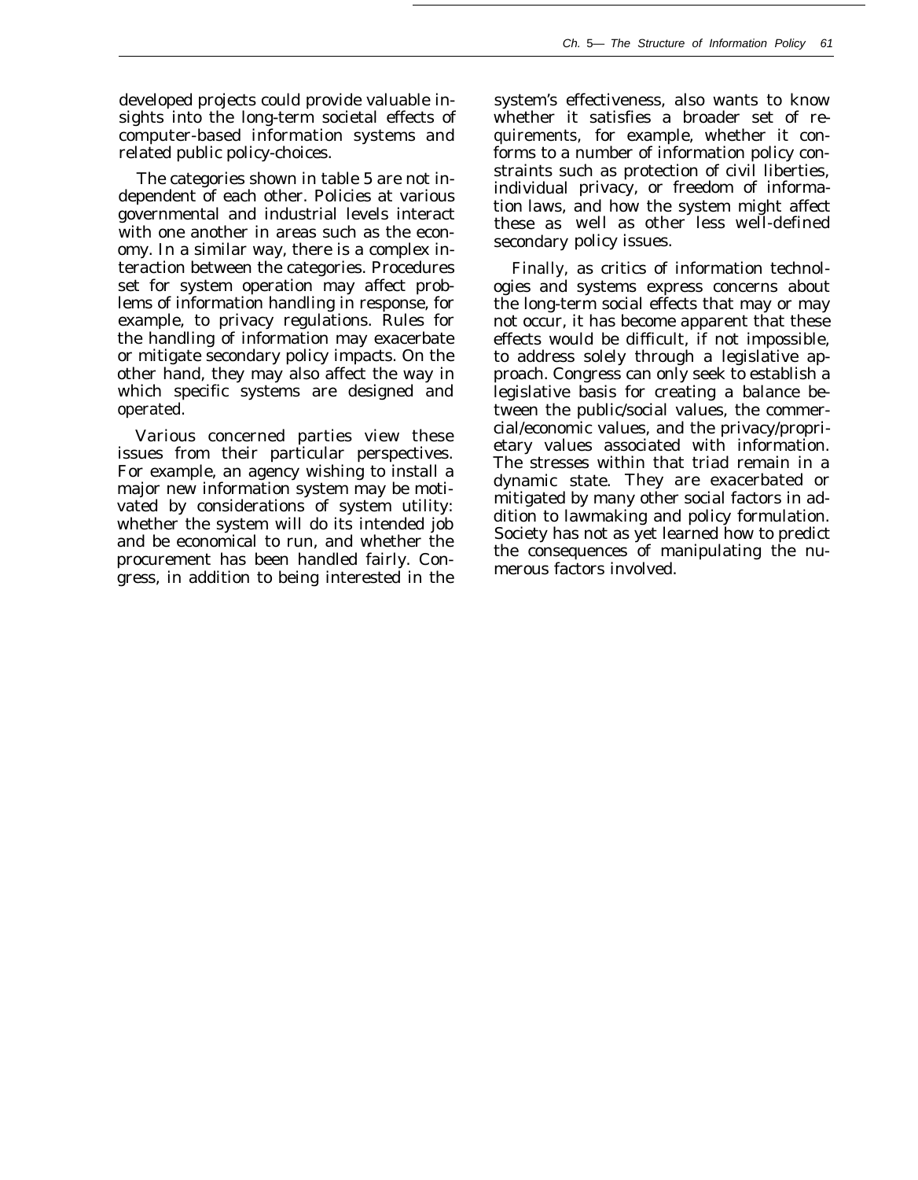developed projects could provide valuable insights into the long-term societal effects of computer-based information systems and related public policy-choices.

The categories shown in table 5 are not independent of each other. Policies at various governmental and industrial levels interact with one another in areas such as the economy. In a similar way, there is a complex interaction between the categories. Procedures set for system operation may affect problems of information handling in response, for example, to privacy regulations. Rules for the handling of information may exacerbate or mitigate secondary policy impacts. On the other hand, they may also affect the way in which specific systems are designed and operated.

Various concerned parties view these issues from their particular perspectives. For example, an agency wishing to install a major new information system may be motivated by considerations of system utility: whether the system will do its intended job and be economical to run, and whether the procurement has been handled fairly. Congress, in addition to being interested in the system's effectiveness, also wants to know whether it satisfies a broader set of requirements, for example, whether it conforms to a number of information policy constraints such as protection of civil liberties, individual privacy, or freedom of information laws, and how the system might affect these as well as other less well-defined secondary policy issues.

Finally, as critics of information technologies and systems express concerns about the long-term social effects that may or may not occur, it has become apparent that these effects would be difficult, if not impossible, to address solely through a legislative approach. Congress can only seek to establish a legislative basis for creating a balance between the public/social values, the commercial/economic values, and the privacy/proprietary values associated with information. The stresses within that triad remain in a dynamic state. They are exacerbated or mitigated by many other social factors in addition to lawmaking and policy formulation. Society has not as yet learned how to predict the consequences of manipulating the numerous factors involved.